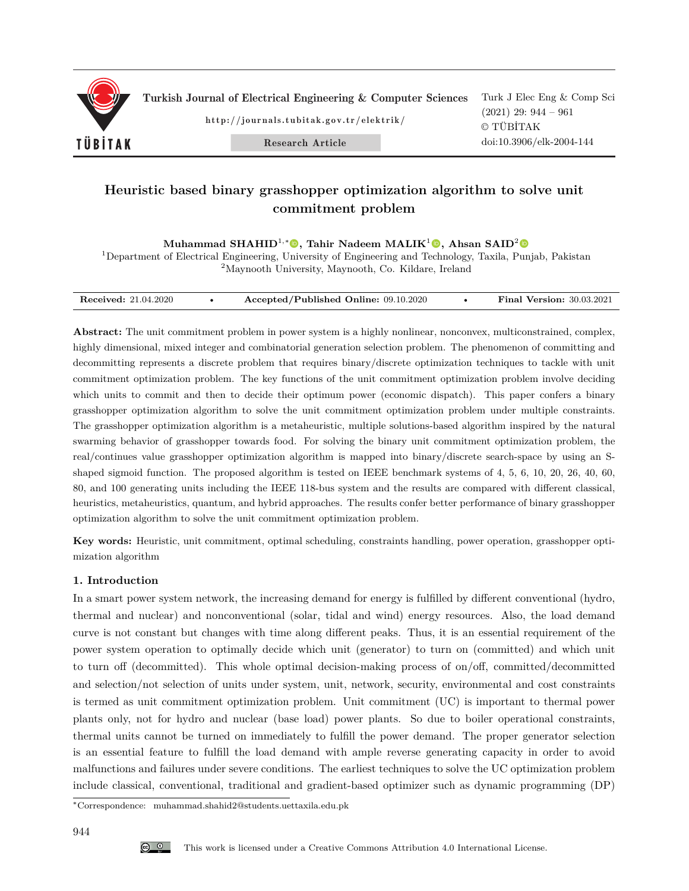# Heuristic based binary grasshopper optimization algorithm to solve unit commitment problem

**Muhammad SHAHID**[1,*], **Tahir Nadeem MALIK**[1], **Ahsan SAID**[2]

[1]Department of Electrical Engineering, University of Engineering and Technology, Taxila, Punjab, Pakistan
[2]Maynooth University, Maynooth, Co. Kildare, Ireland

| **Received:** 21.04.2020 | • | **Accepted/Published Online:** 09.10.2020 | • | **Final Version:** 30.03.2021 |
|---|---|---|---|---|

**Abstract:** The unit commitment problem in power system is a highly nonlinear, nonconvex, multiconstrained, complex, highly dimensional, mixed integer and combinatorial generation selection problem. The phenomenon of committing and decommitting represents a discrete problem that requires binary/discrete optimization techniques to tackle with unit commitment optimization problem. The key functions of the unit commitment optimization problem involve deciding which units to commit and then to decide their optimum power (economic dispatch). This paper confers a binary grasshopper optimization algorithm to solve the unit commitment optimization problem under multiple constraints. The grasshopper optimization algorithm is a metaheuristic, multiple solutions-based algorithm inspired by the natural swarming behavior of grasshopper towards food. For solving the binary unit commitment optimization problem, the real/continues value grasshopper optimization algorithm is mapped into binary/discrete search-space by using an S-shaped sigmoid function. The proposed algorithm is tested on IEEE benchmark systems of 4, 5, 6, 10, 20, 26, 40, 60, 80, and 100 generating units including the IEEE 118-bus system and the results are compared with different classical, heuristics, metaheuristics, quantum, and hybrid approaches. The results confer better performance of binary grasshopper optimization algorithm to solve the unit commitment optimization problem.

**Key words:** Heuristic, unit commitment, optimal scheduling, constraints handling, power operation, grasshopper optimization algorithm

## 1. Introduction

In a smart power system network, the increasing demand for energy is fulfilled by different conventional (hydro, thermal and nuclear) and nonconventional (solar, tidal and wind) energy resources. Also, the load demand curve is not constant but changes with time along different peaks. Thus, it is an essential requirement of the power system operation to optimally decide which unit (generator) to turn on (committed) and which unit to turn off (decommitted). This whole optimal decision-making process of on/off, committed/decommitted and selection/not selection of units under system, unit, network, security, environmental and cost constraints is termed as unit commitment optimization problem. Unit commitment (UC) is important to thermal power plants only, not for hydro and nuclear (base load) power plants. So due to boiler operational constraints, thermal units cannot be turned on immediately to fulfill the power demand. The proper generator selection is an essential feature to fulfill the load demand with ample reverse generating capacity in order to avoid malfunctions and failures under severe conditions. The earliest techniques to solve the UC optimization problem include classical, conventional, traditional and gradient-based optimizer such as dynamic programming (DP)

*Correspondence: muhammad.shahid2@students.uettaxila.edu.pk

This work is licensed under a Creative Commons Attribution 4.0 International License.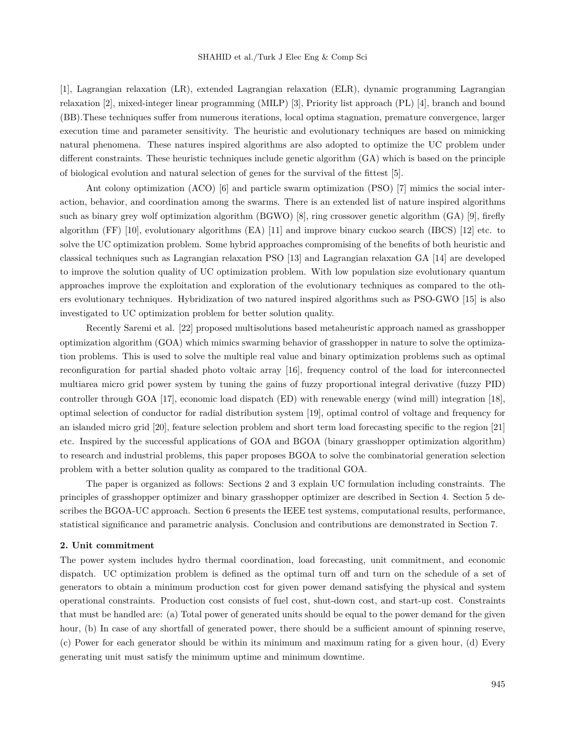[1], Lagrangian relaxation (LR), extended Lagrangian relaxation (ELR), dynamic programming Lagrangian relaxation [2], mixed-integer linear programming (MILP) [3], Priority list approach (PL) [4], branch and bound (BB).These techniques suffer from numerous iterations, local optima stagnation, premature convergence, larger execution time and parameter sensitivity. The heuristic and evolutionary techniques are based on mimicking natural phenomena. These natures inspired algorithms are also adopted to optimize the UC problem under different constraints. These heuristic techniques include genetic algorithm (GA) which is based on the principle of biological evolution and natural selection of genes for the survival of the fittest [5].

Ant colony optimization (ACO) [6] and particle swarm optimization (PSO) [7] mimics the social interaction, behavior, and coordination among the swarms. There is an extended list of nature inspired algorithms such as binary grey wolf optimization algorithm (BGWO) [8], ring crossover genetic algorithm (GA) [9], firefly algorithm (FF) [10], evolutionary algorithms (EA) [11] and improve binary cuckoo search (IBCS) [12] etc. to solve the UC optimization problem. Some hybrid approaches compromising of the benefits of both heuristic and classical techniques such as Lagrangian relaxation PSO [13] and Lagrangian relaxation GA [14] are developed to improve the solution quality of UC optimization problem. With low population size evolutionary quantum approaches improve the exploitation and exploration of the evolutionary techniques as compared to the others evolutionary techniques. Hybridization of two natured inspired algorithms such as PSO-GWO [15] is also investigated to UC optimization problem for better solution quality.

Recently Saremi et al. [22] proposed multisolutions based metaheuristic approach named as grasshopper optimization algorithm (GOA) which mimics swarming behavior of grasshopper in nature to solve the optimization problems. This is used to solve the multiple real value and binary optimization problems such as optimal reconfiguration for partial shaded photo voltaic array [16], frequency control of the load for interconnected multiarea micro grid power system by tuning the gains of fuzzy proportional integral derivative (fuzzy PID) controller through GOA [17], economic load dispatch (ED) with renewable energy (wind mill) integration [18], optimal selection of conductor for radial distribution system [19], optimal control of voltage and frequency for an islanded micro grid [20], feature selection problem and short term load forecasting specific to the region [21] etc. Inspired by the successful applications of GOA and BGOA (binary grasshopper optimization algorithm) to research and industrial problems, this paper proposes BGOA to solve the combinatorial generation selection problem with a better solution quality as compared to the traditional GOA.

The paper is organized as follows: Sections 2 and 3 explain UC formulation including constraints. The principles of grasshopper optimizer and binary grasshopper optimizer are described in Section 4. Section 5 describes the BGOA-UC approach. Section 6 presents the IEEE test systems, computational results, performance, statistical significance and parametric analysis. Conclusion and contributions are demonstrated in Section 7.

## 2. Unit commitment

The power system includes hydro thermal coordination, load forecasting, unit commitment, and economic dispatch. UC optimization problem is defined as the optimal turn off and turn on the schedule of a set of generators to obtain a minimum production cost for given power demand satisfying the physical and system operational constraints. Production cost consists of fuel cost, shut-down cost, and start-up cost. Constraints that must be handled are: (a) Total power of generated units should be equal to the power demand for the given hour, (b) In case of any shortfall of generated power, there should be a sufficient amount of spinning reserve, (c) Power for each generator should be within its minimum and maximum rating for a given hour, (d) Every generating unit must satisfy the minimum uptime and minimum downtime.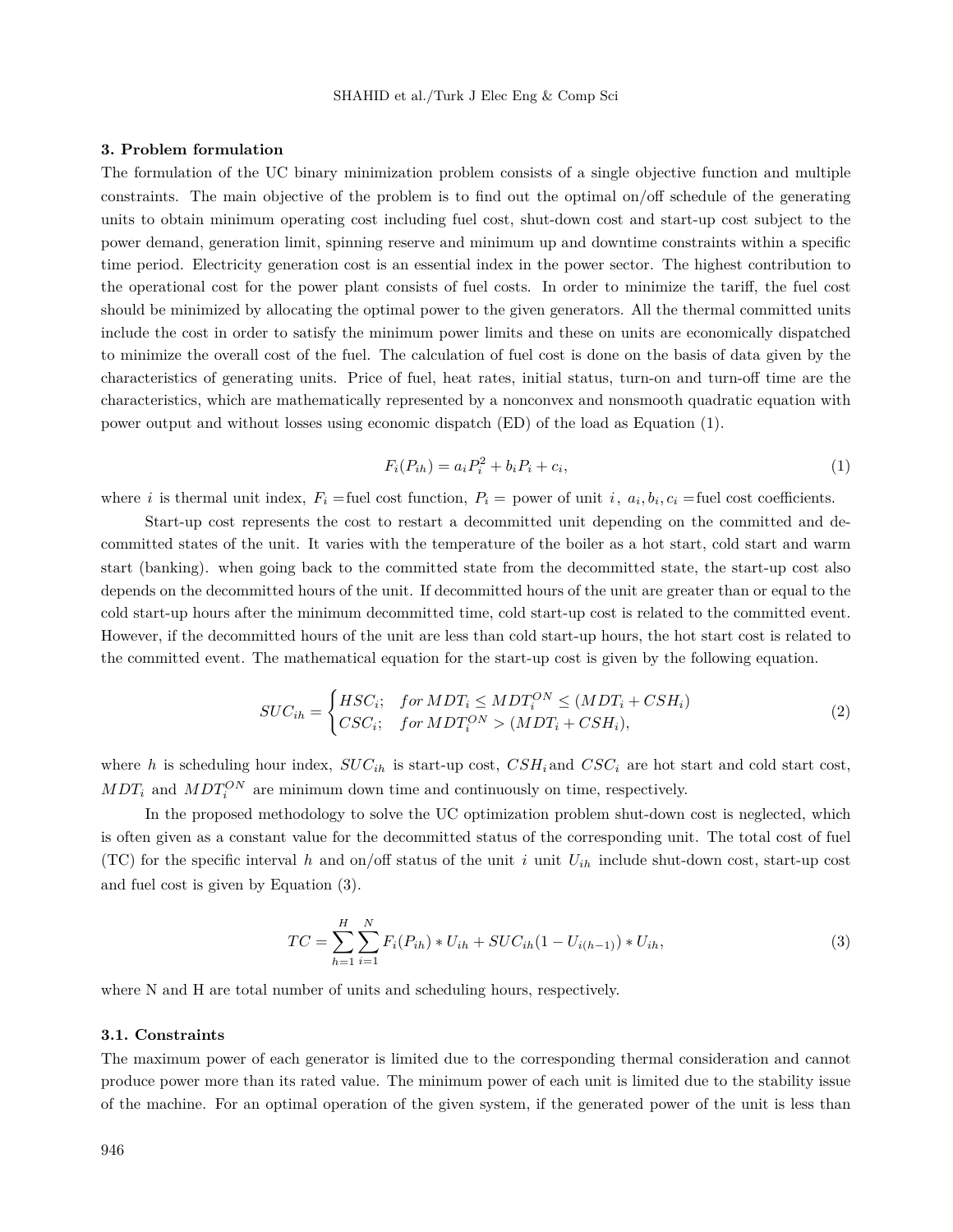## 3. Problem formulation

The formulation of the UC binary minimization problem consists of a single objective function and multiple constraints. The main objective of the problem is to find out the optimal on/off schedule of the generating units to obtain minimum operating cost including fuel cost, shut-down cost and start-up cost subject to the power demand, generation limit, spinning reserve and minimum up and downtime constraints within a specific time period. Electricity generation cost is an essential index in the power sector. The highest contribution to the operational cost for the power plant consists of fuel costs. In order to minimize the tariff, the fuel cost should be minimized by allocating the optimal power to the given generators. All the thermal committed units include the cost in order to satisfy the minimum power limits and these on units are economically dispatched to minimize the overall cost of the fuel. The calculation of fuel cost is done on the basis of data given by the characteristics of generating units. Price of fuel, heat rates, initial status, turn-on and turn-off time are the characteristics, which are mathematically represented by a nonconvex and nonsmooth quadratic equation with power output and without losses using economic dispatch (ED) of the load as Equation (1).

$$F_i(P_{ih}) = a_i P_i^2 + b_i P_i + c_i, \tag{1}$$

where $i$ is thermal unit index, $F_i$ =fuel cost function, $P_i$ = power of unit $i$, $a_i, b_i, c_i$ =fuel cost coefficients.

Start-up cost represents the cost to restart a decommitted unit depending on the committed and decommitted states of the unit. It varies with the temperature of the boiler as a hot start, cold start and warm start (banking). when going back to the committed state from the decommitted state, the start-up cost also depends on the decommitted hours of the unit. If decommitted hours of the unit are greater than or equal to the cold start-up hours after the minimum decommitted time, cold start-up cost is related to the committed event. However, if the decommitted hours of the unit are less than cold start-up hours, the hot start cost is related to the committed event. The mathematical equation for the start-up cost is given by the following equation.

$$SUC_{ih} = \begin{cases} HSC_i; & for\; MDT_i \leq MDT_i^{ON} \leq (MDT_i + CSH_i) \\ CSC_i; & for\; MDT_i^{ON} > (MDT_i + CSH_i), \end{cases} \tag{2}$$

where $h$ is scheduling hour index, $SUC_{ih}$ is start-up cost, $CSH_i$ and $CSC_i$ are hot start and cold start cost, $MDT_i$ and $MDT_i^{ON}$ are minimum down time and continuously on time, respectively.

In the proposed methodology to solve the UC optimization problem shut-down cost is neglected, which is often given as a constant value for the decommitted status of the corresponding unit. The total cost of fuel (TC) for the specific interval $h$ and on/off status of the unit $i$ unit $U_{ih}$ include shut-down cost, start-up cost and fuel cost is given by Equation (3).

$$TC = \sum_{h=1}^{H} \sum_{i=1}^{N} F_i(P_{ih}) * U_{ih} + SUC_{ih}(1 - U_{i(h-1)}) * U_{ih}, \tag{3}$$

where N and H are total number of units and scheduling hours, respectively.

### 3.1. Constraints

The maximum power of each generator is limited due to the corresponding thermal consideration and cannot produce power more than its rated value. The minimum power of each unit is limited due to the stability issue of the machine. For an optimal operation of the given system, if the generated power of the unit is less than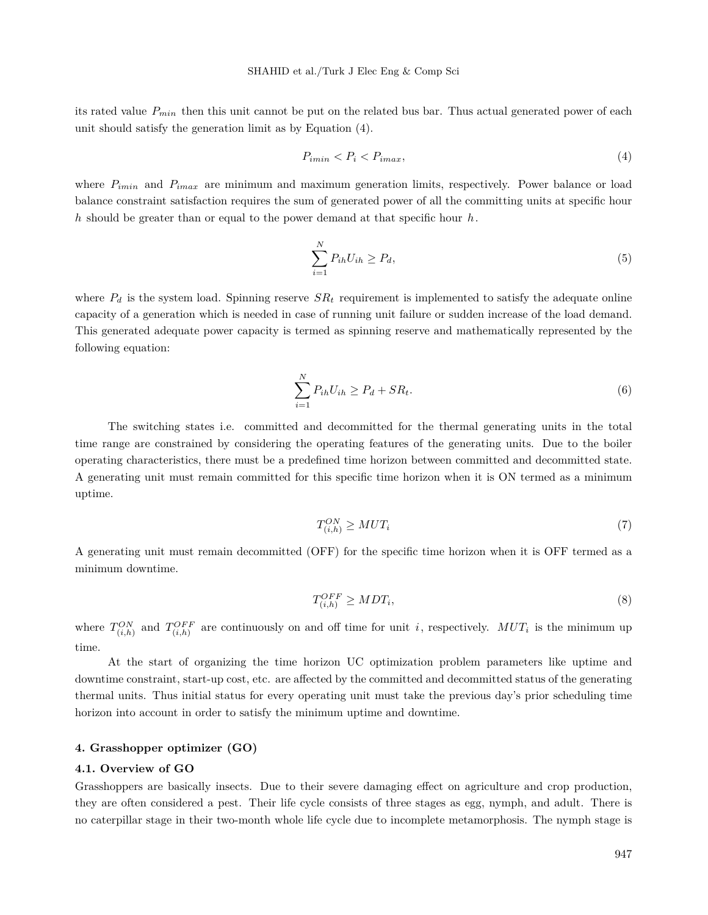its rated value $P_{min}$ then this unit cannot be put on the related bus bar. Thus actual generated power of each unit should satisfy the generation limit as by Equation (4).

$$P_{imin} < P_i < P_{imax}, \tag{4}$$

where $P_{imin}$ and $P_{imax}$ are minimum and maximum generation limits, respectively. Power balance or load balance constraint satisfaction requires the sum of generated power of all the committing units at specific hour $h$ should be greater than or equal to the power demand at that specific hour $h$.

$$\sum_{i=1}^{N} P_{ih} U_{ih} \geq P_d, \tag{5}$$

where $P_d$ is the system load. Spinning reserve $SR_t$ requirement is implemented to satisfy the adequate online capacity of a generation which is needed in case of running unit failure or sudden increase of the load demand. This generated adequate power capacity is termed as spinning reserve and mathematically represented by the following equation:

$$\sum_{i=1}^{N} P_{ih} U_{ih} \geq P_d + SR_t. \tag{6}$$

The switching states i.e. committed and decommitted for the thermal generating units in the total time range are constrained by considering the operating features of the generating units. Due to the boiler operating characteristics, there must be a predefined time horizon between committed and decommitted state. A generating unit must remain committed for this specific time horizon when it is ON termed as a minimum uptime.

$$T^{ON}_{(i,h)} \geq MUT_i \tag{7}$$

A generating unit must remain decommitted (OFF) for the specific time horizon when it is OFF termed as a minimum downtime.

$$T^{OFF}_{(i,h)} \geq MDT_i, \tag{8}$$

where $T^{ON}_{(i,h)}$ and $T^{OFF}_{(i,h)}$ are continuously on and off time for unit $i$, respectively. $MUT_i$ is the minimum up time.

At the start of organizing the time horizon UC optimization problem parameters like uptime and downtime constraint, start-up cost, etc. are affected by the committed and decommitted status of the generating thermal units. Thus initial status for every operating unit must take the previous day's prior scheduling time horizon into account in order to satisfy the minimum uptime and downtime.

## 4. Grasshopper optimizer (GO)

### 4.1. Overview of GO

Grasshoppers are basically insects. Due to their severe damaging effect on agriculture and crop production, they are often considered a pest. Their life cycle consists of three stages as egg, nymph, and adult. There is no caterpillar stage in their two-month whole life cycle due to incomplete metamorphosis. The nymph stage is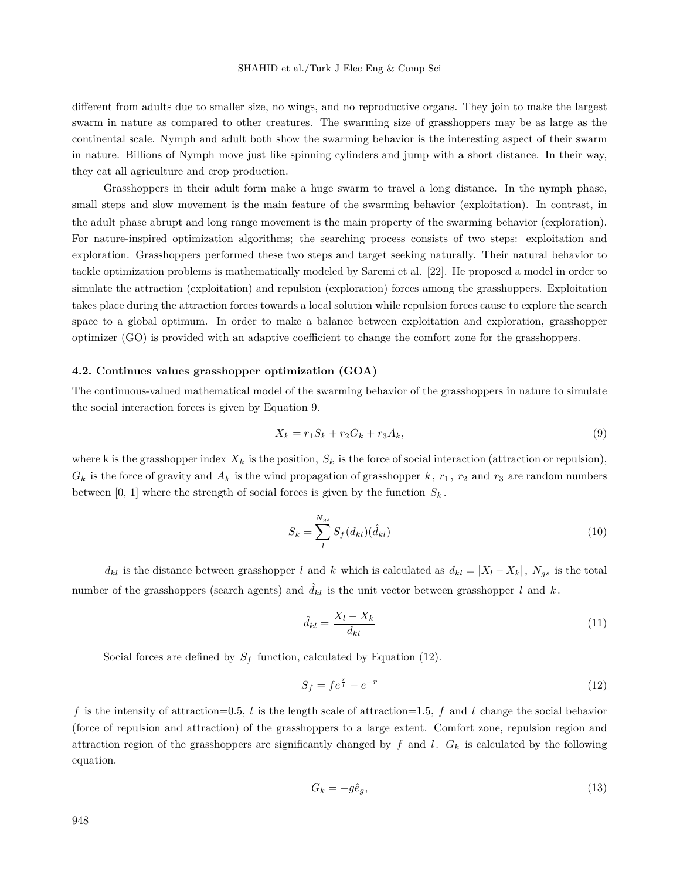different from adults due to smaller size, no wings, and no reproductive organs. They join to make the largest swarm in nature as compared to other creatures. The swarming size of grasshoppers may be as large as the continental scale. Nymph and adult both show the swarming behavior is the interesting aspect of their swarm in nature. Billions of Nymph move just like spinning cylinders and jump with a short distance. In their way, they eat all agriculture and crop production.

Grasshoppers in their adult form make a huge swarm to travel a long distance. In the nymph phase, small steps and slow movement is the main feature of the swarming behavior (exploitation). In contrast, in the adult phase abrupt and long range movement is the main property of the swarming behavior (exploration). For nature-inspired optimization algorithms; the searching process consists of two steps: exploitation and exploration. Grasshoppers performed these two steps and target seeking naturally. Their natural behavior to tackle optimization problems is mathematically modeled by Saremi et al. [22]. He proposed a model in order to simulate the attraction (exploitation) and repulsion (exploration) forces among the grasshoppers. Exploitation takes place during the attraction forces towards a local solution while repulsion forces cause to explore the search space to a global optimum. In order to make a balance between exploitation and exploration, grasshopper optimizer (GO) is provided with an adaptive coefficient to change the comfort zone for the grasshoppers.

### 4.2. Continues values grasshopper optimization (GOA)

The continuous-valued mathematical model of the swarming behavior of the grasshoppers in nature to simulate the social interaction forces is given by Equation 9.

$$X_k = r_1 S_k + r_2 G_k + r_3 A_k, \tag{9}$$

where k is the grasshopper index $X_k$ is the position, $S_k$ is the force of social interaction (attraction or repulsion), $G_k$ is the force of gravity and $A_k$ is the wind propagation of grasshopper $k$, $r_1$, $r_2$ and $r_3$ are random numbers between [0, 1] where the strength of social forces is given by the function $S_k$.

$$S_k = \sum_{l}^{N_{gs}} S_f(d_{kl})(\hat{d}_{kl}) \tag{10}$$

$d_{kl}$ is the distance between grasshopper $l$ and $k$ which is calculated as $d_{kl} = |X_l - X_k|$, $N_{gs}$ is the total number of the grasshoppers (search agents) and $\hat{d}_{kl}$ is the unit vector between grasshopper $l$ and $k$.

$$\hat{d}_{kl} = \frac{X_l - X_k}{d_{kl}} \tag{11}$$

Social forces are defined by $S_f$ function, calculated by Equation (12).

$$S_f = f e^{\frac{r}{l}} - e^{-r} \tag{12}$$

$f$ is the intensity of attraction=0.5, $l$ is the length scale of attraction=1.5, $f$ and $l$ change the social behavior (force of repulsion and attraction) of the grasshoppers to a large extent. Comfort zone, repulsion region and attraction region of the grasshoppers are significantly changed by $f$ and $l$. $G_k$ is calculated by the following equation.

$$G_k = -g\hat{e}_g, \tag{13}$$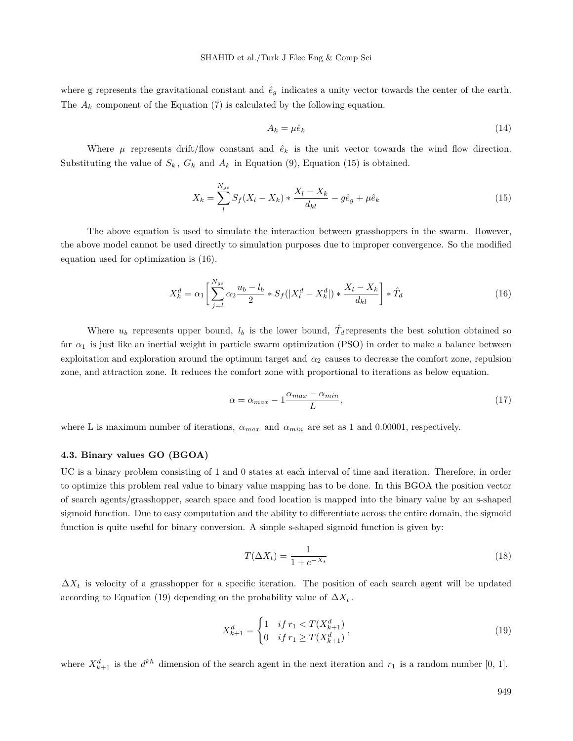where g represents the gravitational constant and $\hat{e}_g$ indicates a unity vector towards the center of the earth. The $A_k$ component of the Equation (7) is calculated by the following equation.

$$A_k = \mu \hat{e}_k \tag{14}$$

Where $\mu$ represents drift/flow constant and $\hat{e}_k$ is the unit vector towards the wind flow direction. Substituting the value of $S_k$, $G_k$ and $A_k$ in Equation (9), Equation (15) is obtained.

$$X_k = \sum_{l}^{N_{gs}} S_f(X_l - X_k) * \frac{X_l - X_k}{d_{kl}} - g\hat{e}_g + \mu \hat{e}_k \tag{15}$$

The above equation is used to simulate the interaction between grasshoppers in the swarm. However, the above model cannot be used directly to simulation purposes due to improper convergence. So the modified equation used for optimization is (16).

$$X_k^d = \alpha_1 \left[ \sum_{j=l}^{N_{gs}} \alpha_2 \frac{u_b - l_b}{2} * S_f(|X_l^d - X_k^d|) * \frac{X_l - X_k}{d_{kl}} \right] * \hat{T}_d \tag{16}$$

Where $u_b$ represents upper bound, $l_b$ is the lower bound, $\hat{T}_d$represents the best solution obtained so far $\alpha_1$ is just like an inertial weight in particle swarm optimization (PSO) in order to make a balance between exploitation and exploration around the optimum target and $\alpha_2$ causes to decrease the comfort zone, repulsion zone, and attraction zone. It reduces the comfort zone with proportional to iterations as below equation.

$$\alpha = \alpha_{max} - 1\frac{\alpha_{max} - \alpha_{min}}{L}, \tag{17}$$

where L is maximum number of iterations, $\alpha_{max}$ and $\alpha_{min}$ are set as 1 and 0.00001, respectively.

### 4.3. Binary values GO (BGOA)

UC is a binary problem consisting of 1 and 0 states at each interval of time and iteration. Therefore, in order to optimize this problem real value to binary value mapping has to be done. In this BGOA the position vector of search agents/grasshopper, search space and food location is mapped into the binary value by an s-shaped sigmoid function. Due to easy computation and the ability to differentiate across the entire domain, the sigmoid function is quite useful for binary conversion. A simple s-shaped sigmoid function is given by:

$$T(\Delta X_t) = \frac{1}{1 + e^{-X_t}} \tag{18}$$

$\Delta X_t$ is velocity of a grasshopper for a specific iteration. The position of each search agent will be updated according to Equation (19) depending on the probability value of $\Delta X_t$.

$$X_{k+1}^d = \begin{cases} 1 & if\, r_1 < T(X_{k+1}^d) \\ 0 & if\, r_1 \geq T(X_{k+1}^d) \end{cases}, \tag{19}$$

where $X_{k+1}^d$ is the $d^{kh}$ dimension of the search agent in the next iteration and $r_1$ is a random number [0, 1].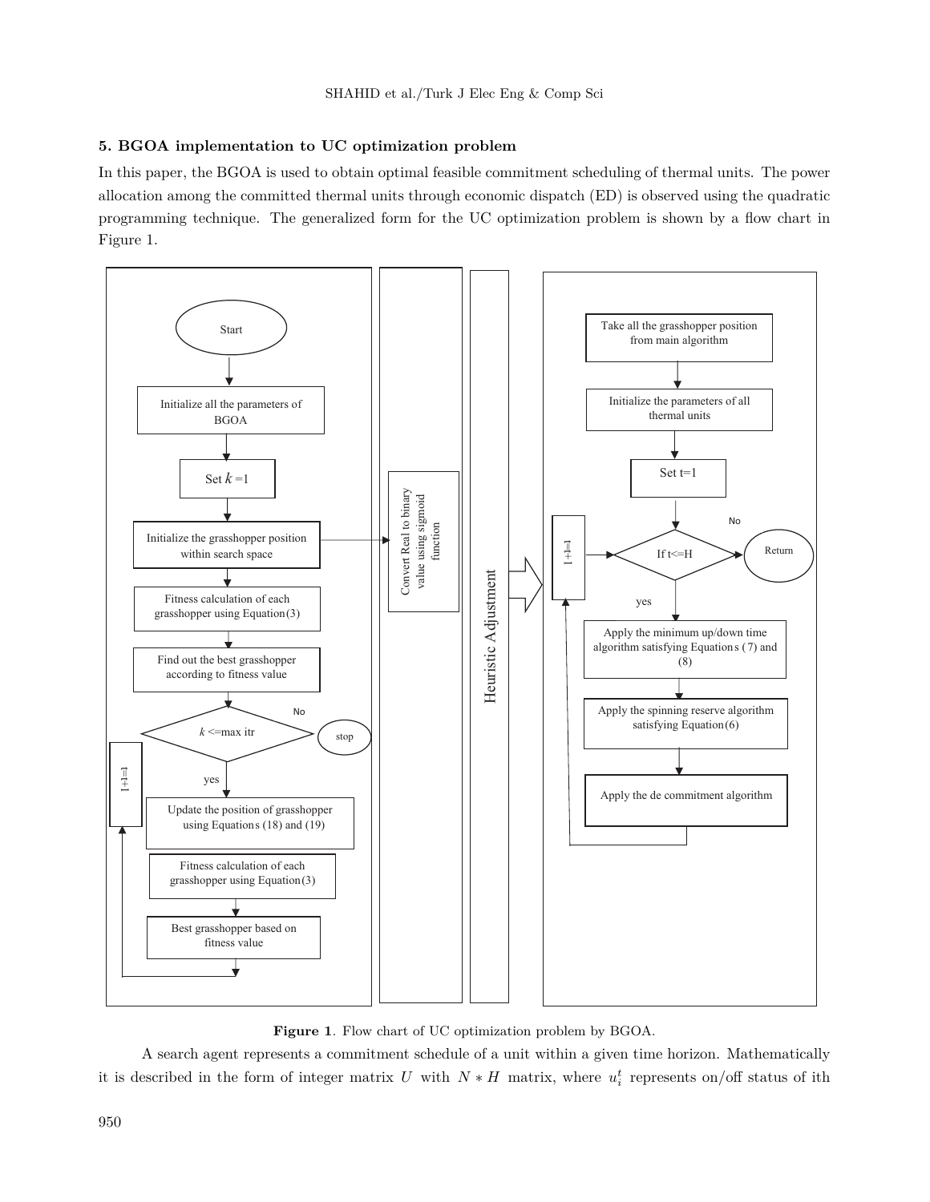## 5. BGOA implementation to UC optimization problem

In this paper, the BGOA is used to obtain optimal feasible commitment scheduling of thermal units. The power allocation among the committed thermal units through economic dispatch (ED) is observed using the quadratic programming technique. The generalized form for the UC optimization problem is shown by a flow chart in Figure 1.

**Figure 1**. Flow chart of UC optimization problem by BGOA.

A search agent represents a commitment schedule of a unit within a given time horizon. Mathematically it is described in the form of integer matrix $U$ with $N * H$ matrix, where $u_i^t$ represents on/off status of ith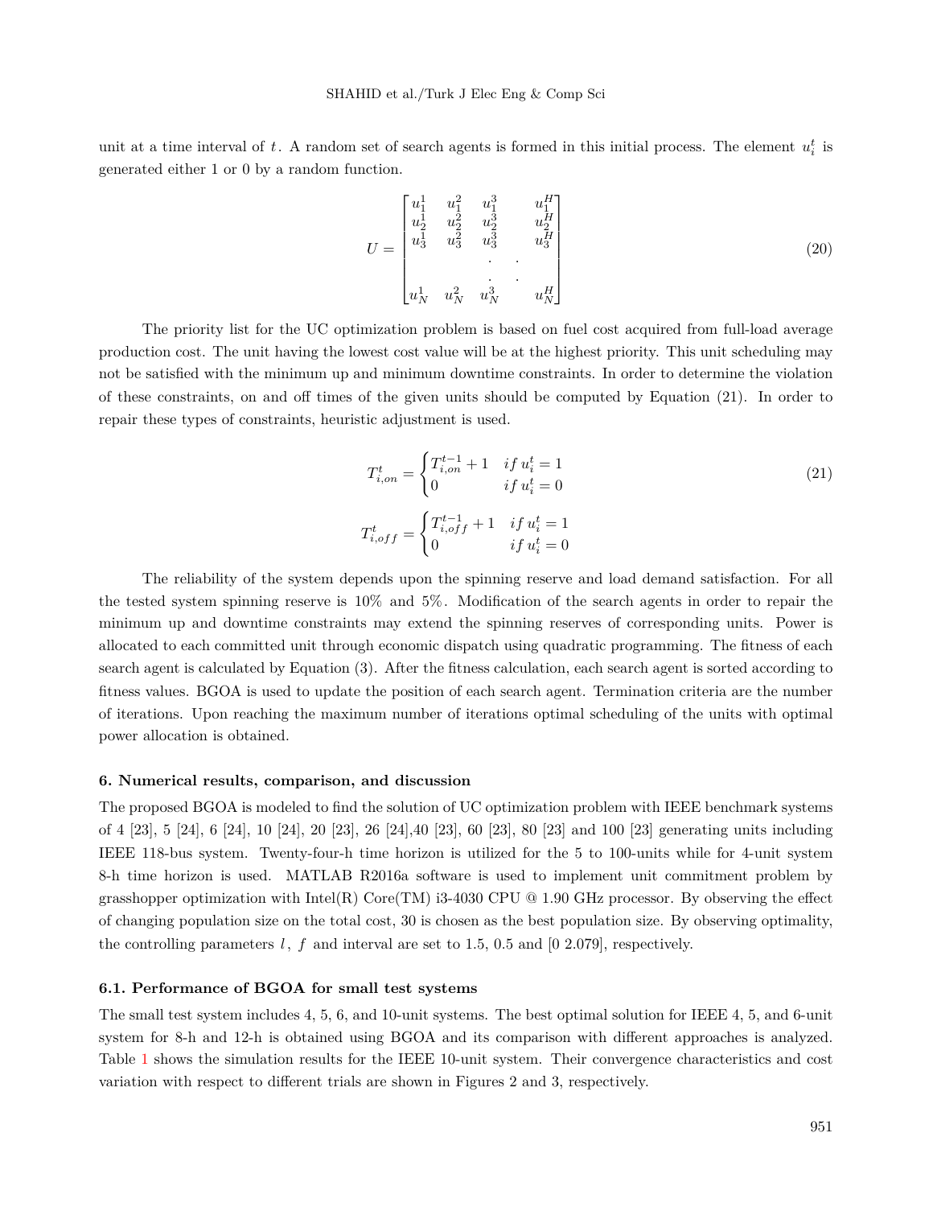unit at a time interval of $t$. A random set of search agents is formed in this initial process. The element $u_i^t$ is generated either 1 or 0 by a random function.

$$U = \begin{bmatrix} u_1^1 & u_1^2 & u_1^3 & & u_1^H \\ u_2^1 & u_2^2 & u_2^3 & & u_2^H \\ u_3^1 & u_3^2 & u_3^3 & & u_3^H \\ & & \cdot & \cdot & \\ & & \cdot & \cdot & \\ u_N^1 & u_N^2 & u_N^3 & & u_N^H \end{bmatrix} \tag{20}$$

The priority list for the UC optimization problem is based on fuel cost acquired from full-load average production cost. The unit having the lowest cost value will be at the highest priority. This unit scheduling may not be satisfied with the minimum up and minimum downtime constraints. In order to determine the violation of these constraints, on and off times of the given units should be computed by Equation (21). In order to repair these types of constraints, heuristic adjustment is used.

$$T_{i,on}^t = \begin{cases} T_{i,on}^{t-1} + 1 & if\, u_i^t = 1 \\ 0 & if\, u_i^t = 0 \end{cases} \tag{21}$$

$$T_{i,off}^t = \begin{cases} T_{i,off}^{t-1} + 1 & if\, u_i^t = 1 \\ 0 & if\, u_i^t = 0 \end{cases}$$

The reliability of the system depends upon the spinning reserve and load demand satisfaction. For all the tested system spinning reserve is 10% and 5%. Modification of the search agents in order to repair the minimum up and downtime constraints may extend the spinning reserves of corresponding units. Power is allocated to each committed unit through economic dispatch using quadratic programming. The fitness of each search agent is calculated by Equation (3). After the fitness calculation, each search agent is sorted according to fitness values. BGOA is used to update the position of each search agent. Termination criteria are the number of iterations. Upon reaching the maximum number of iterations optimal scheduling of the units with optimal power allocation is obtained.

## 6. Numerical results, comparison, and discussion

The proposed BGOA is modeled to find the solution of UC optimization problem with IEEE benchmark systems of 4 [23], 5 [24], 6 [24], 10 [24], 20 [23], 26 [24],40 [23], 60 [23], 80 [23] and 100 [23] generating units including IEEE 118-bus system. Twenty-four-h time horizon is utilized for the 5 to 100-units while for 4-unit system 8-h time horizon is used. MATLAB R2016a software is used to implement unit commitment problem by grasshopper optimization with Intel(R) Core(TM) i3-4030 CPU @ 1.90 GHz processor. By observing the effect of changing population size on the total cost, 30 is chosen as the best population size. By observing optimality, the controlling parameters $l$, $f$ and interval are set to 1.5, 0.5 and [0 2.079], respectively.

### 6.1. Performance of BGOA for small test systems

The small test system includes 4, 5, 6, and 10-unit systems. The best optimal solution for IEEE 4, 5, and 6-unit system for 8-h and 12-h is obtained using BGOA and its comparison with different approaches is analyzed. Table 1 shows the simulation results for the IEEE 10-unit system. Their convergence characteristics and cost variation with respect to different trials are shown in Figures 2 and 3, respectively.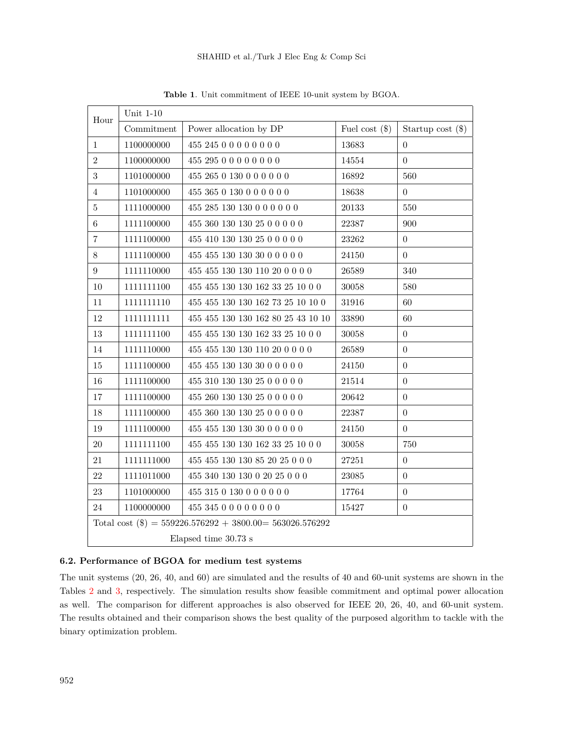**Table 1**. Unit commitment of IEEE 10-unit system by BGOA.

| Hour | Unit 1-10 | | | |
|---|---|---|---|---|
| | Commitment | Power allocation by DP | Fuel cost ($) | Startup cost ($) |
| 1 | 1100000000 | 455 245 0 0 0 0 0 0 0 0 | 13683 | 0 |
| 2 | 1100000000 | 455 295 0 0 0 0 0 0 0 0 | 14554 | 0 |
| 3 | 1101000000 | 455 265 0 130 0 0 0 0 0 0 | 16892 | 560 |
| 4 | 1101000000 | 455 365 0 130 0 0 0 0 0 0 | 18638 | 0 |
| 5 | 1111000000 | 455 285 130 130 0 0 0 0 0 0 | 20133 | 550 |
| 6 | 1111100000 | 455 360 130 130 25 0 0 0 0 0 | 22387 | 900 |
| 7 | 1111100000 | 455 410 130 130 25 0 0 0 0 0 | 23262 | 0 |
| 8 | 1111100000 | 455 455 130 130 30 0 0 0 0 0 | 24150 | 0 |
| 9 | 1111110000 | 455 455 130 130 110 20 0 0 0 0 | 26589 | 340 |
| 10 | 1111111100 | 455 455 130 130 162 33 25 10 0 0 | 30058 | 580 |
| 11 | 1111111110 | 455 455 130 130 162 73 25 10 10 0 | 31916 | 60 |
| 12 | 1111111111 | 455 455 130 130 162 80 25 43 10 10 | 33890 | 60 |
| 13 | 1111111100 | 455 455 130 130 162 33 25 10 0 0 | 30058 | 0 |
| 14 | 1111110000 | 455 455 130 130 110 20 0 0 0 0 | 26589 | 0 |
| 15 | 1111100000 | 455 455 130 130 30 0 0 0 0 0 | 24150 | 0 |
| 16 | 1111100000 | 455 310 130 130 25 0 0 0 0 0 | 21514 | 0 |
| 17 | 1111100000 | 455 260 130 130 25 0 0 0 0 0 | 20642 | 0 |
| 18 | 1111100000 | 455 360 130 130 25 0 0 0 0 0 | 22387 | 0 |
| 19 | 1111100000 | 455 455 130 130 30 0 0 0 0 0 | 24150 | 0 |
| 20 | 1111111100 | 455 455 130 130 162 33 25 10 0 0 | 30058 | 750 |
| 21 | 1111111000 | 455 455 130 130 85 20 25 0 0 0 | 27251 | 0 |
| 22 | 1111011000 | 455 340 130 130 0 20 25 0 0 0 | 23085 | 0 |
| 23 | 1101000000 | 455 315 0 130 0 0 0 0 0 0 | 17764 | 0 |
| 24 | 1100000000 | 455 345 0 0 0 0 0 0 0 0 | 15427 | 0 |
| Total cost ($) = 559226.576292 + 3800.00= 563026.576292 | | | | |
| Elapsed time 30.73 s | | | | |

### 6.2. Performance of BGOA for medium test systems

The unit systems (20, 26, 40, and 60) are simulated and the results of 40 and 60-unit systems are shown in the Tables 2 and 3, respectively. The simulation results show feasible commitment and optimal power allocation as well. The comparison for different approaches is also observed for IEEE 20, 26, 40, and 60-unit system. The results obtained and their comparison shows the best quality of the purposed algorithm to tackle with the binary optimization problem.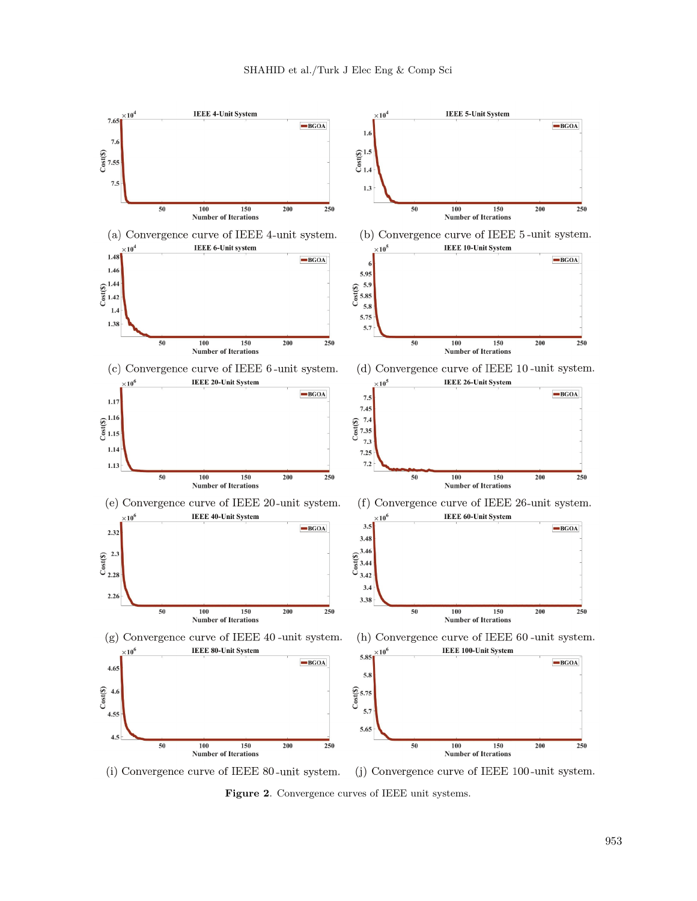(a) Convergence curve of IEEE 4-unit system.

(b) Convergence curve of IEEE 5-unit system.

(c) Convergence curve of IEEE 6-unit system.

(d) Convergence curve of IEEE 10-unit system.

(e) Convergence curve of IEEE 20-unit system.

(f) Convergence curve of IEEE 26-unit system.

(g) Convergence curve of IEEE 40-unit system.

(h) Convergence curve of IEEE 60-unit system.

(i) Convergence curve of IEEE 80-unit system.

(j) Convergence curve of IEEE 100-unit system.

**Figure 2**. Convergence curves of IEEE unit systems.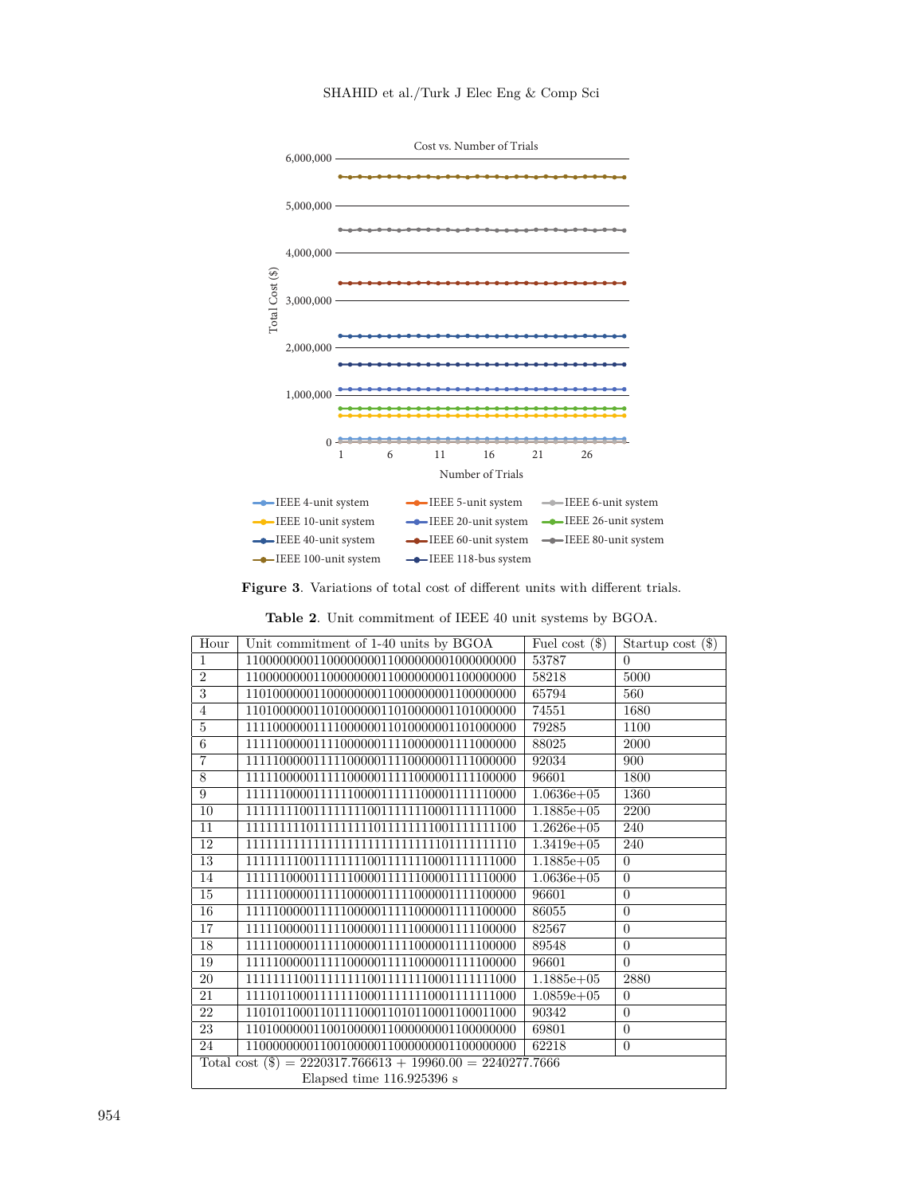Figure 3. Variations of total cost of different units with different trials.

Table 2. Unit commitment of IEEE 40 unit systems by BGOA.

| Hour | Unit commitment of 1-40 units by BGOA | Fuel cost ($) | Startup cost ($) |
|---|---|---|---|
| 1 | 1100000000110000000011000000000100000000 | 53787 | 0 |
| 2 | 1100000000110000000011000000000110000000 | 58218 | 5000 |
| 3 | 1101000000110000000011000000000110000000 | 65794 | 560 |
| 4 | 1101000000110100000011010000000110100000 | 74551 | 1680 |
| 5 | 1111000000111110000001101000000110100000 | 79285 | 1100 |
| 6 | 1111100000111110000011111000000111100000 | 88025 | 2000 |
| 7 | 1111100000111110000011111000000111100000 | 92034 | 900 |
| 8 | 1111100000111110000011111000000111110000 | 96601 | 1800 |
| 9 | 1111110000111111000011111100001111110000 | 1.0636e+05 | 1360 |
| 10 | 1111111100111111110011111111000111111100 | 1.1885e+05 | 2200 |
| 11 | 1111111110111111111011111111100111111100 | 1.2626e+05 | 240 |
| 12 | 1111111111111111111111111111110111111110 | 1.3419e+05 | 240 |
| 13 | 1111111100111111110011111111000111111100 | 1.1885e+05 | 0 |
| 14 | 1111110000111111000011111100001111110000 | 1.0636e+05 | 0 |
| 15 | 1111100000111110000011111000000111110000 | 96601 | 0 |
| 16 | 1111100000111110000011111000000111110000 | 86055 | 0 |
| 17 | 1111100000111110000011111000000111110000 | 82567 | 0 |
| 18 | 1111100000111110000011111000000111110000 | 89548 | 0 |
| 19 | 1111100000111110000011111000000111110000 | 96601 | 0 |
| 20 | 1111111100111111110011111111000111111100 | 1.1885e+05 | 2880 |
| 21 | 1111011000111111100011111110001111111000 | 1.0859e+05 | 0 |
| 22 | 1101011000110111100010101100011000110000 | 90342 | 0 |
| 23 | 1101000000110010000011000000000110000000 | 69801 | 0 |
| 24 | 1100000000110010000011000000000110000000 | 62218 | 0 |
| Total cost ($) = 2220317.766613 + 19960.00 = 2240277.7666 | | | |
| Elapsed time 116.925396 s | | | |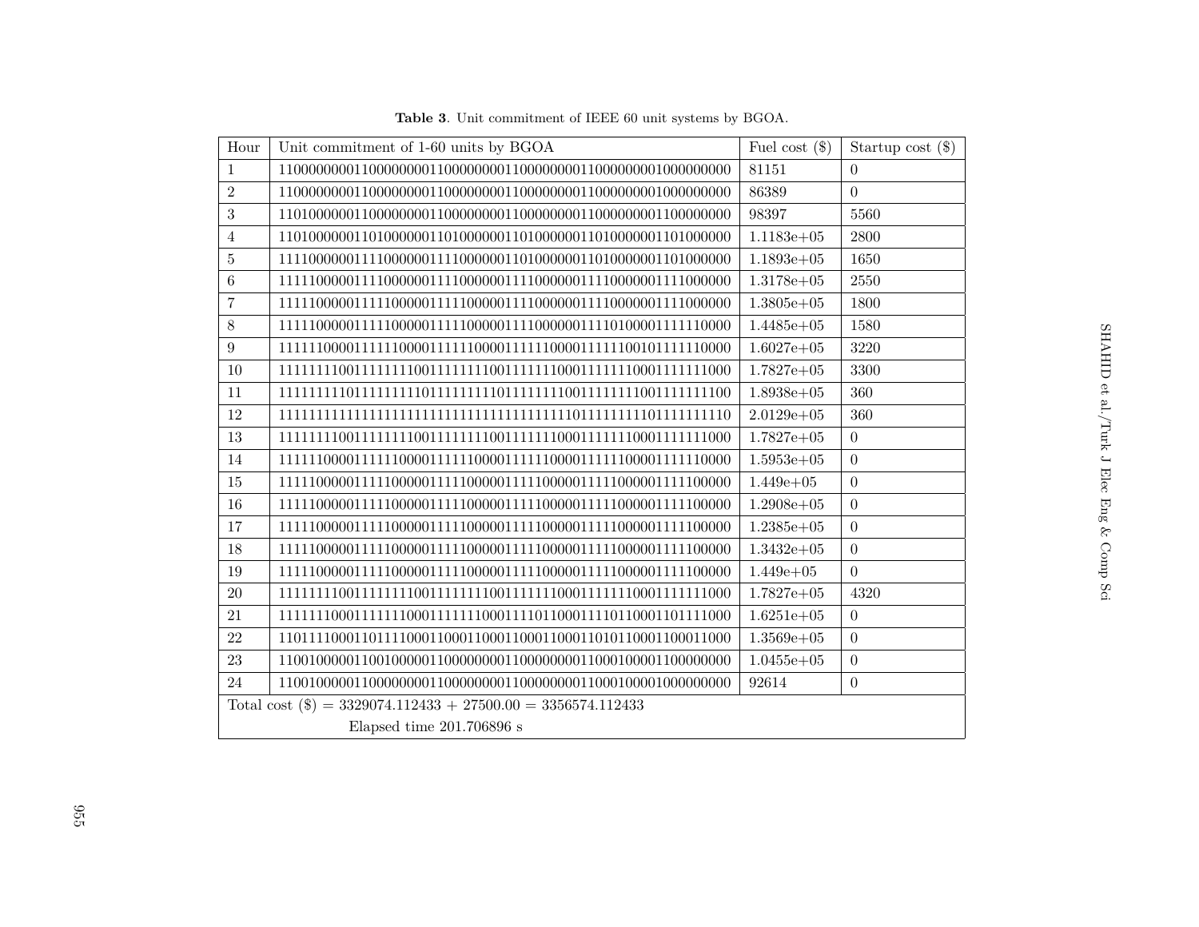**Table 3**. Unit commitment of IEEE 60 unit systems by BGOA.

| Hour | Unit commitment of 1-60 units by BGOA | Fuel cost ($) | Startup cost ($) |
|---|---|---|---|
| 1 | 110000000011000000001100000000110000000011000000001000000000 | 81151 | 0 |
| 2 | 110000000011000000001100000000110000000011000000001000000000 | 86389 | 0 |
| 3 | 110100000011000000001100000000110000000011000000001100000000 | 98397 | 5560 |
| 4 | 110100000011010000001101000000110100000011010000001101000000 | 1.1183e+05 | 2800 |
| 5 | 111100000011110000001111000000110100000011010000001101000000 | 1.1893e+05 | 1650 |
| 6 | 111110000011110000001111000000111100000011110000001111000000 | 1.3178e+05 | 2550 |
| 7 | 111110000011111000001111100000111100000011110000001111000000 | 1.3805e+05 | 1800 |
| 8 | 111110000011111000001111100000111100000011110100001111110000 | 1.4485e+05 | 1580 |
| 9 | 111111000011111100001111110000111111000011111100101111110000 | 1.6027e+05 | 3220 |
| 10 | 111111110011111111001111111100111111110001111111000111111000 | 1.7827e+05 | 3300 |
| 11 | 111111111011111111101111111110111111111001111111100111111100 | 1.8938e+05 | 360 |
| 12 | 111111111111111111111111111111111111111101111111110111111110 | 2.0129e+05 | 360 |
| 13 | 111111110011111111001111111100111111110001111111000111111000 | 1.7827e+05 | 0 |
| 14 | 111111000011111100001111110000111111000011111100001111110000 | 1.5953e+05 | 0 |
| 15 | 111110000011111000001111100000111110000011111000001111100000 | 1.449e+05 | 0 |
| 16 | 111110000011111000001111100000111110000011111000001111100000 | 1.2908e+05 | 0 |
| 17 | 111110000011111000001111100000111110000011111000001111100000 | 1.2385e+05 | 0 |
| 18 | 111110000011111000001111100000111110000011111000001111100000 | 1.3432e+05 | 0 |
| 19 | 111110000011111000001111100000111110000011111000001111100000 | 1.449e+05 | 0 |
| 20 | 111111110011111111001111111100111111110001111111000111111000 | 1.7827e+05 | 4320 |
| 21 | 111111100011111110001111111000111011000111011000110111100 0 | 1.6251e+05 | 0 |
| 22 | 110111100011011110001100011000110001100011010110001100011000 | 1.3569e+05 | 0 |
| 23 | 110010000011001000001100000000110000000011000100001100000000 | 1.0455e+05 | 0 |
| 24 | 110010000011000000001100000000110000000011000100001000000000 | 92614 | 0 |
| Total cost ($) = 3329074.112433 + 27500.00 = 3356574.112433 | | | |
| Elapsed time 201.706896 s | | | |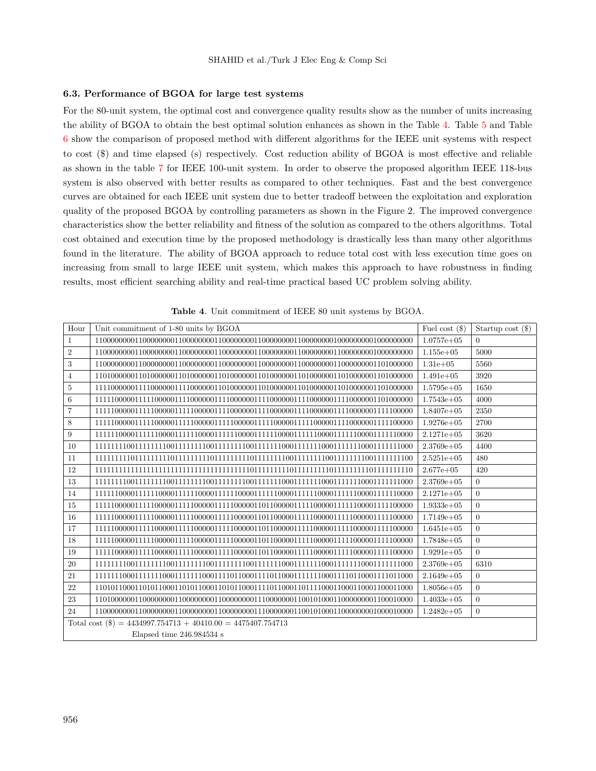### 6.3. Performance of BGOA for large test systems

For the 80-unit system, the optimal cost and convergence quality results show as the number of units increasing the ability of BGOA to obtain the best optimal solution enhances as shown in the Table 4. Table 5 and Table 6 show the comparison of proposed method with different algorithms for the IEEE unit systems with respect to cost ($) and time elapsed (s) respectively. Cost reduction ability of BGOA is most effective and reliable as shown in the table 7 for IEEE 100-unit system. In order to observe the proposed algorithm IEEE 118-bus system is also observed with better results as compared to other techniques. Fast and the best convergence curves are obtained for each IEEE unit system due to better tradeoff between the exploitation and exploration quality of the proposed BGOA by controlling parameters as shown in the Figure 2. The improved convergence characteristics show the better reliability and fitness of the solution as compared to the others algorithms. Total cost obtained and execution time by the proposed methodology is drastically less than many other algorithms found in the literature. The ability of BGOA approach to reduce total cost with less execution time goes on increasing from small to large IEEE unit system, which makes this approach to have robustness in finding results, most efficient searching ability and real-time practical based UC problem solving ability.

**Table 4**. Unit commitment of IEEE 80 unit systems by BGOA.

| Hour | Unit commitment of 1-80 units by BGOA | Fuel cost ($) | Startup cost ($) |
|---|---|---|---|
| 1 | 11000000001100000000110000000011000000001100000000110000000000000000001000000000 | 1.0757e+05 | 0 |
| 2 | 11000000001100000000110000000011000000001100000000110000000011000000001000000000 | 1.155e+05 | 5000 |
| 3 | 11000000001100000000110000000011000000001100000000110000000011000000001101000000 | 1.31e+05 | 5560 |
| 4 | 11010000001101000000110100000011010000001101000000110100000011010000001101000000 | 1.491e+05 | 3920 |
| 5 | 11110000001111000000111100000011010000001101000000110100000011010000001101000000 | 1.5795e+05 | 1650 |
| 6 | 11111000001111100000111110000011111000001111100000111110000011111000001101000000 | 1.7543e+05 | 4000 |
| 7 | 11111000001111100000111110000011111000001111100000111110000011110000001111100000 | 1.8407e+05 | 2350 |
| 8 | 11111000001111100000111110000011111000001111100000111110000011110000001111100000 | 1.9276e+05 | 2700 |
| 9 | 11111100001111110000111111000011111100001111110000111111000011111100001111110000 | 2.1271e+05 | 3620 |
| 10 | 11111111001111111100111111110011111111001111111000111111100011111110001111111000 | 2.3769e+05 | 4400 |
| 11 | 11111111101111111110111111111011111111101111111100111111110011111111001111111100 | 2.5251e+05 | 480 |
| 12 | 11111111111111111111111111111111111111101111111110111111111011111111101111111110 | 2.677e+05 | 420 |
| 13 | 11111111001111111100111111110011111111001111111000111111100011111110001111111000 | 2.3769e+05 | 0 |
| 14 | 11111100001111110000111111000011111100001111110000111111000011111100001111110000 | 2.1271e+05 | 0 |
| 15 | 11111000001111100000111110000011111000001011000000111110000011111000001111100000 | 1.9333e+05 | 0 |
| 16 | 11111000001111100000111110000011111000001011000000111110000011111000001111100000 | 1.7149e+05 | 0 |
| 17 | 11111000001111100000111110000011111000001011000000111110000011111000001111100000 | 1.6451e+05 | 0 |
| 18 | 11111000001111100000111110000011111000001011000000111110000011111000001111100000 | 1.7848e+05 | 0 |
| 19 | 11111000001111100000111110000011111000001011000000111110000011111000001111100000 | 1.9291e+05 | 0 |
| 20 | 11111111001111111100111111110011111111001111111000111111100011111110001111111000 | 2.3769e+05 | 6310 |
| 21 | 11111110001111111000111111100011110110001111011000111111100011110110001111011000 | 2.1649e+05 | 0 |
| 22 | 11010110001101011000110101100011010110001111011000101111100011000110001100011000 | 1.8056e+05 | 0 |
| 23 | 11010000001100000000110000000011000000001110000000110010100011000000001100010000 | 1.4033e+05 | 0 |
| 24 | 11000000001100000000110000000011000000001110000000110010100011000000001000010000 | 1.2482e+05 | 0 |
| Total cost ($) = 4434997.754713 + 40410.00 = 4475407.754713 | | | |
| Elapsed time 246.984534 s | | | |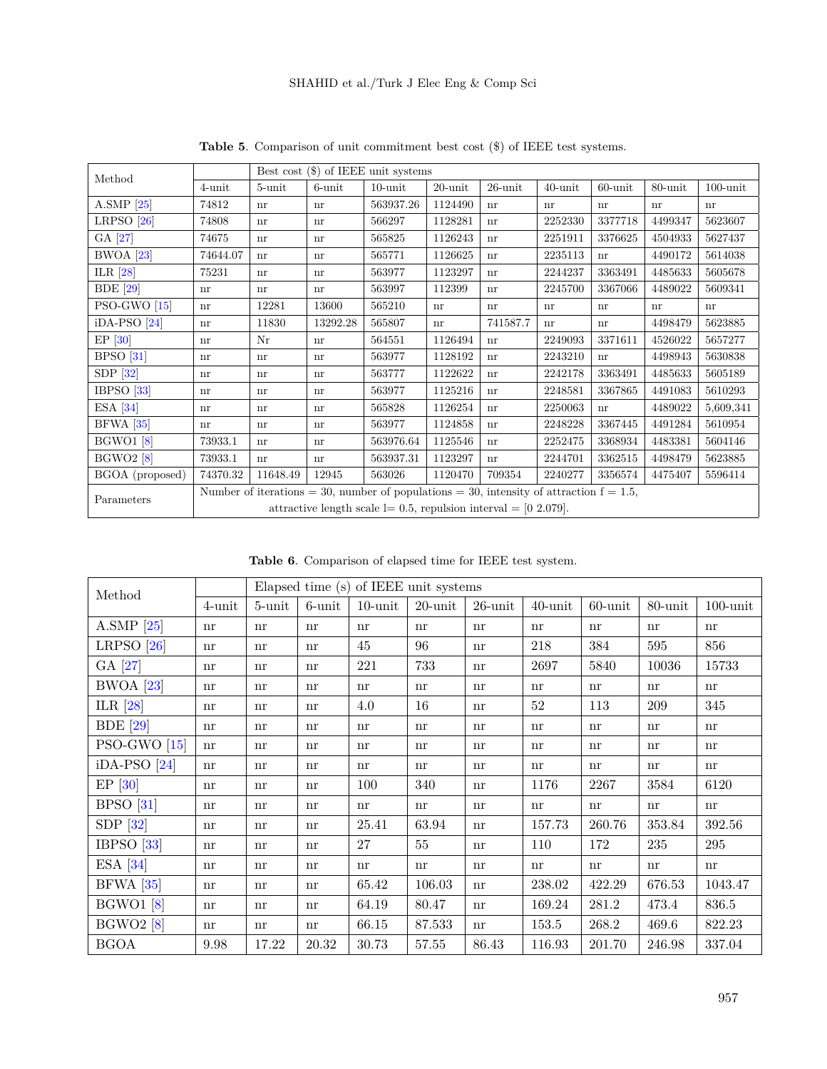**Table 5**. Comparison of unit commitment best cost ($) of IEEE test systems.

| Method | Best cost ($) of IEEE unit systems | | | | | | | | | |
|---|---|---|---|---|---|---|---|---|---|---|
| | 4-unit | 5-unit | 6-unit | 10-unit | 20-unit | 26-unit | 40-unit | 60-unit | 80-unit | 100-unit |
| A.SMP [25] | 74812 | nr | nr | 563937.26 | 1124490 | nr | nr | nr | nr | nr |
| LRPSO [26] | 74808 | nr | nr | 566297 | 1128281 | nr | 2252330 | 3377718 | 4499347 | 5623607 |
| GA [27] | 74675 | nr | nr | 565825 | 1126243 | nr | 2251911 | 3376625 | 4504933 | 5627437 |
| BWOA [23] | 74644.07 | nr | nr | 565771 | 1126625 | nr | 2235113 | nr | 4490172 | 5614038 |
| ILR [28] | 75231 | nr | nr | 563977 | 1123297 | nr | 2244237 | 3363491 | 4485633 | 5605678 |
| BDE [29] | nr | nr | nr | 563997 | 112399 | nr | 2245700 | 3367066 | 4489022 | 5609341 |
| PSO-GWO [15] | nr | 12281 | 13600 | 565210 | nr | nr | nr | nr | nr | nr |
| iDA-PSO [24] | nr | 11830 | 13292.28 | 565807 | nr | 741587.7 | nr | nr | 4498479 | 5623885 |
| EP [30] | nr | Nr | nr | 564551 | 1126494 | nr | 2249093 | 3371611 | 4526022 | 5657277 |
| BPSO [31] | nr | nr | nr | 563977 | 1128192 | nr | 2243210 | nr | 4498943 | 5630838 |
| SDP [32] | nr | nr | nr | 563777 | 1122622 | nr | 2242178 | 3363491 | 4485633 | 5605189 |
| IBPSO [33] | nr | nr | nr | 563977 | 1125216 | nr | 2248581 | 3367865 | 4491083 | 5610293 |
| ESA [34] | nr | nr | nr | 565828 | 1126254 | nr | 2250063 | nr | 4489022 | 5,609,341 |
| BFWA [35] | nr | nr | nr | 563977 | 1124858 | nr | 2248228 | 3367445 | 4491284 | 5610954 |
| BGWO1 [8] | 73933.1 | nr | nr | 563976.64 | 1125546 | nr | 2252475 | 3368934 | 4483381 | 5604146 |
| BGWO2 [8] | 73933.1 | nr | nr | 563937.31 | 1123297 | nr | 2244701 | 3362515 | 4498479 | 5623885 |
| BGOA (proposed) | 74370.32 | 11648.49 | 12945 | 563026 | 1120470 | 709354 | 2240277 | 3356574 | 4475407 | 5596414 |
| Parameters | Number of iterations = 30, number of populations = 30, intensity of attraction f = 1.5, attractive length scale l= 0.5, repulsion interval = [0 2.079]. | | | | | | | | | |

**Table 6**. Comparison of elapsed time for IEEE test system.

| Method | Elapsed time (s) of IEEE unit systems | | | | | | | | | |
|---|---|---|---|---|---|---|---|---|---|---|
| | 4-unit | 5-unit | 6-unit | 10-unit | 20-unit | 26-unit | 40-unit | 60-unit | 80-unit | 100-unit |
| A.SMP [25] | nr | nr | nr | nr | nr | nr | nr | nr | nr | nr |
| LRPSO [26] | nr | nr | nr | 45 | 96 | nr | 218 | 384 | 595 | 856 |
| GA [27] | nr | nr | nr | 221 | 733 | nr | 2697 | 5840 | 10036 | 15733 |
| BWOA [23] | nr | nr | nr | nr | nr | nr | nr | nr | nr | nr |
| ILR [28] | nr | nr | nr | 4.0 | 16 | nr | 52 | 113 | 209 | 345 |
| BDE [29] | nr | nr | nr | nr | nr | nr | nr | nr | nr | nr |
| PSO-GWO [15] | nr | nr | nr | nr | nr | nr | nr | nr | nr | nr |
| iDA-PSO [24] | nr | nr | nr | nr | nr | nr | nr | nr | nr | nr |
| EP [30] | nr | nr | nr | 100 | 340 | nr | 1176 | 2267 | 3584 | 6120 |
| BPSO [31] | nr | nr | nr | nr | nr | nr | nr | nr | nr | nr |
| SDP [32] | nr | nr | nr | 25.41 | 63.94 | nr | 157.73 | 260.76 | 353.84 | 392.56 |
| IBPSO [33] | nr | nr | nr | 27 | 55 | nr | 110 | 172 | 235 | 295 |
| ESA [34] | nr | nr | nr | nr | nr | nr | nr | nr | nr | nr |
| BFWA [35] | nr | nr | nr | 65.42 | 106.03 | nr | 238.02 | 422.29 | 676.53 | 1043.47 |
| BGWO1 [8] | nr | nr | nr | 64.19 | 80.47 | nr | 169.24 | 281.2 | 473.4 | 836.5 |
| BGWO2 [8] | nr | nr | nr | 66.15 | 87.533 | nr | 153.5 | 268.2 | 469.6 | 822.23 |
| BGOA | 9.98 | 17.22 | 20.32 | 30.73 | 57.55 | 86.43 | 116.93 | 201.70 | 246.98 | 337.04 |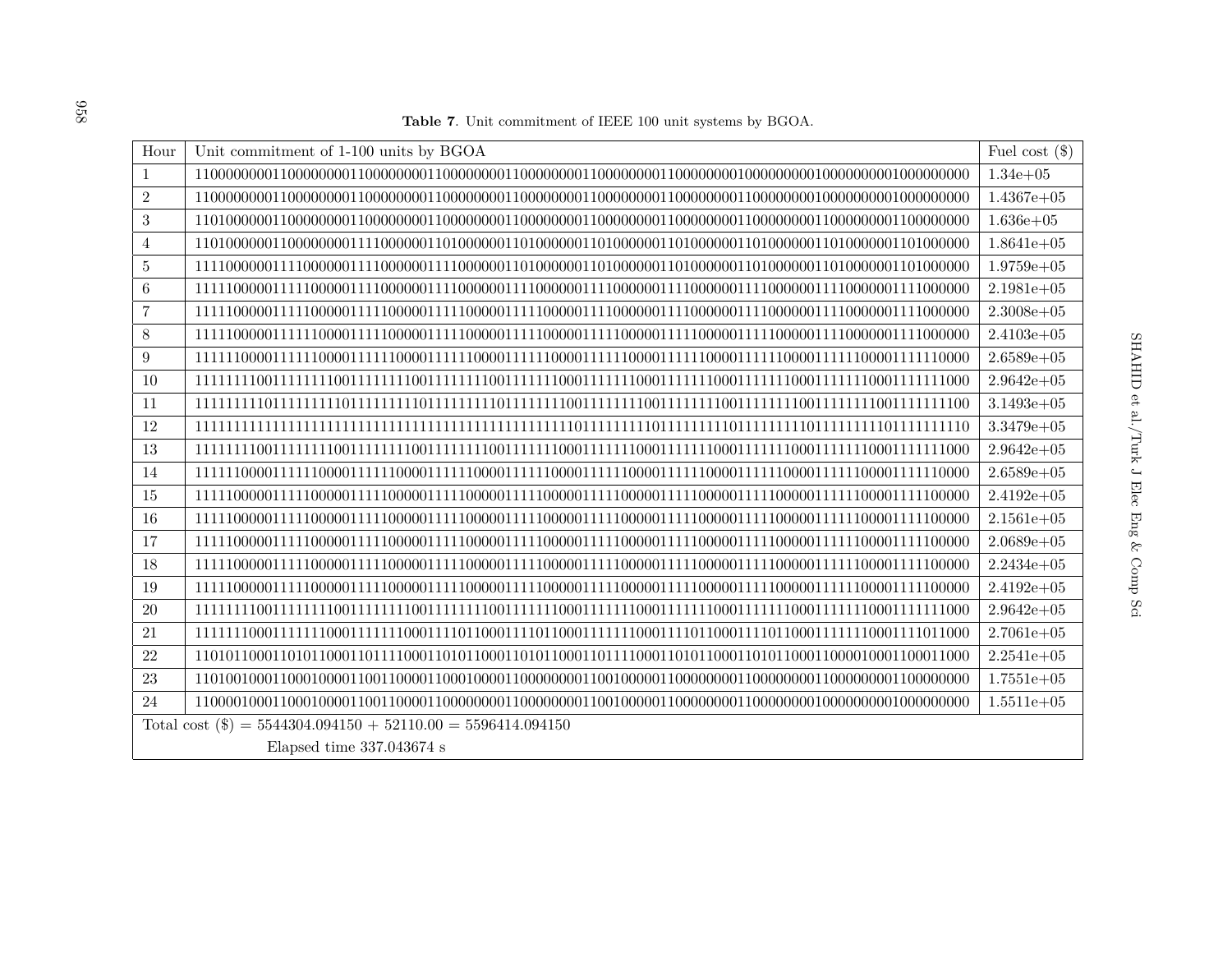**Table 7**. Unit commitment of IEEE 100 unit systems by BGOA.

| Hour | Unit commitment of 1-100 units by BGOA | Fuel cost ($) |
|---|---|---|
| 1 | 1100000000110000000011000000001100000000110000000011000000001100000000100000000010000000001000000000 | 1.34e+05 |
| 2 | 1100000000110000000011000000001100000000110000000011000000001100000000110000000010000000001000000000 | 1.4367e+05 |
| 3 | 1101000000110000000011000000001100000000110000000011000000001100000000110000000011000000001100000000 | 1.636e+05 |
| 4 | 1101000000110000000011110000000110100000011010000001101000000110100000011010000001101000000110100000 | 1.8641e+05 |
| 5 | 1111000000111100000011110000000111100000011010000001101000000110100000011010000001101000000110100000 | 1.9759e+05 |
| 6 | 1111100000111110000011110000000111100000011110000001111000000111100000011110000001111000000111100000 | 2.1981e+05 |
| 7 | 1111100000111110000011111000000111110000011111000001111100000111110000011111000001111100000111110000 | 2.3008e+05 |
| 8 | 1111100000111111000011111000000111110000011111000001111100000111111000011111100001111110000111111000 | 2.4103e+05 |
| 9 | 1111110000111111000011111100001111110000111111000011111100001111110000111111000011111100001111110000 | 2.6589e+05 |
| 10 | 1111111100111111110011111111001111111100111111100011111110001111111000111111100011111110001111111000 | 2.9642e+05 |
| 11 | 1111111110111111111011111111101111111110111111110011111111001111111100111111110011111111001111111100 | 3.1493e+05 |
| 12 | 1111111111111111111111111111111111111111111111111011111111101111111110111111111011111111101111111110 | 3.3479e+05 |
| 13 | 1111111100111111110011111111001111111100111111100011111110001111111000111111100011111110001111111000 | 2.9642e+05 |
| 14 | 1111110000111111000011111100001111110000111111000011111100001111110000111111000011111100001111110000 | 2.6589e+05 |
| 15 | 1111100000111110000011111000001111100000111110000011111000001111100000111110000011111100001111100000 | 2.4192e+05 |
| 16 | 1111100000111110000011111000001111100000111110000011111000001111100000111110000011111100001111100000 | 2.1561e+05 |
| 17 | 1111100000111110000011111000001111100000111110000011111000001111100000111110000011111100001111100000 | 2.0689e+05 |
| 18 | 1111100000111110000011111000001111100000111110000011111000001111100000111110000011111100001111100000 | 2.2434e+05 |
| 19 | 1111100000111110000011111000001111100000111110000011111000001111100000111110000011111100001111100000 | 2.4192e+05 |
| 20 | 1111111100111111110011111111001111111100111111100011111110001111111000111111100011111110001111111000 | 2.9642e+05 |
| 21 | 1111111000111111100011111110001110110001111011000111111100011110110001111011000111111100011110110000 | 2.7061e+05 |
| 22 | 1101011000110101100011011110001101011000110101100011011110001101011000110101100011000010001100011000 | 2.2541e+05 |
| 23 | 1101001000110001000011001100001100010000110000000011001000000110000000011000000001100000000110000000 | 1.7551e+05 |
| 24 | 1100001000110001000011001100001100000000110000000011001000000110000000011000000001000000000100000000 | 1.5511e+05 |
| Total cost ($) = 5544304.094150 + 52110.00 = 5596414.094150 | | |
| Elapsed time 337.043674 s | | |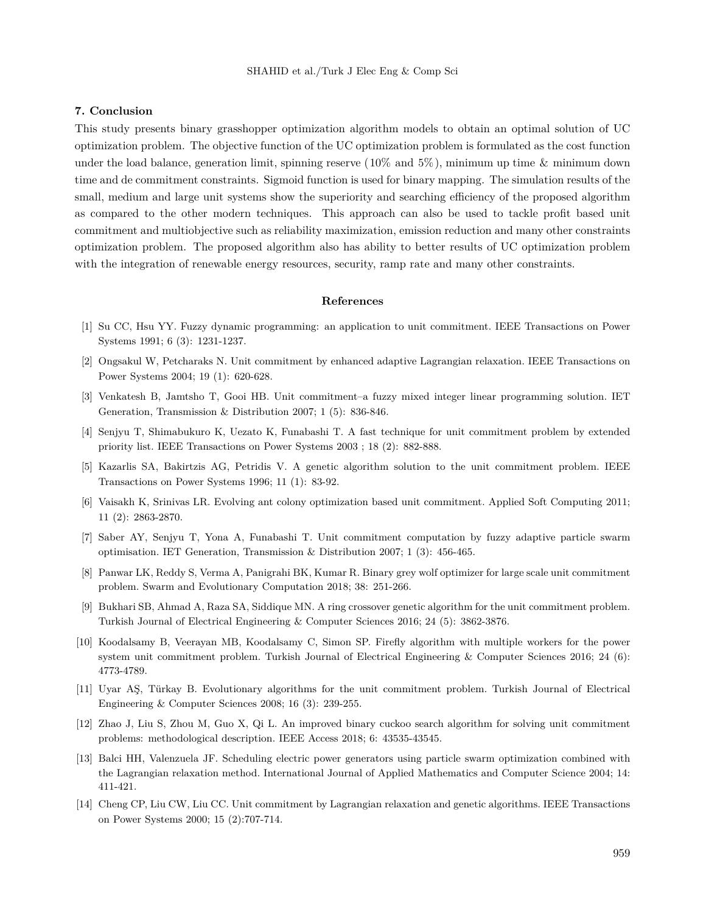## 7. Conclusion

This study presents binary grasshopper optimization algorithm models to obtain an optimal solution of UC optimization problem. The objective function of the UC optimization problem is formulated as the cost function under the load balance, generation limit, spinning reserve (10% and 5%), minimum up time & minimum down time and de commitment constraints. Sigmoid function is used for binary mapping. The simulation results of the small, medium and large unit systems show the superiority and searching efficiency of the proposed algorithm as compared to the other modern techniques. This approach can also be used to tackle profit based unit commitment and multiobjective such as reliability maximization, emission reduction and many other constraints optimization problem. The proposed algorithm also has ability to better results of UC optimization problem with the integration of renewable energy resources, security, ramp rate and many other constraints.

## References

[1] Su CC, Hsu YY. Fuzzy dynamic programming: an application to unit commitment. IEEE Transactions on Power Systems 1991; 6 (3): 1231-1237.

[2] Ongsakul W, Petcharaks N. Unit commitment by enhanced adaptive Lagrangian relaxation. IEEE Transactions on Power Systems 2004; 19 (1): 620-628.

[3] Venkatesh B, Jamtsho T, Gooi HB. Unit commitment–a fuzzy mixed integer linear programming solution. IET Generation, Transmission & Distribution 2007; 1 (5): 836-846.

[4] Senjyu T, Shimabukuro K, Uezato K, Funabashi T. A fast technique for unit commitment problem by extended priority list. IEEE Transactions on Power Systems 2003 ; 18 (2): 882-888.

[5] Kazarlis SA, Bakirtzis AG, Petridis V. A genetic algorithm solution to the unit commitment problem. IEEE Transactions on Power Systems 1996; 11 (1): 83-92.

[6] Vaisakh K, Srinivas LR. Evolving ant colony optimization based unit commitment. Applied Soft Computing 2011; 11 (2): 2863-2870.

[7] Saber AY, Senjyu T, Yona A, Funabashi T. Unit commitment computation by fuzzy adaptive particle swarm optimisation. IET Generation, Transmission & Distribution 2007; 1 (3): 456-465.

[8] Panwar LK, Reddy S, Verma A, Panigrahi BK, Kumar R. Binary grey wolf optimizer for large scale unit commitment problem. Swarm and Evolutionary Computation 2018; 38: 251-266.

[9] Bukhari SB, Ahmad A, Raza SA, Siddique MN. A ring crossover genetic algorithm for the unit commitment problem. Turkish Journal of Electrical Engineering & Computer Sciences 2016; 24 (5): 3862-3876.

[10] Koodalsamy B, Veerayan MB, Koodalsamy C, Simon SP. Firefly algorithm with multiple workers for the power system unit commitment problem. Turkish Journal of Electrical Engineering & Computer Sciences 2016; 24 (6): 4773-4789.

[11] Uyar AŞ, Türkay B. Evolutionary algorithms for the unit commitment problem. Turkish Journal of Electrical Engineering & Computer Sciences 2008; 16 (3): 239-255.

[12] Zhao J, Liu S, Zhou M, Guo X, Qi L. An improved binary cuckoo search algorithm for solving unit commitment problems: methodological description. IEEE Access 2018; 6: 43535-43545.

[13] Balci HH, Valenzuela JF. Scheduling electric power generators using particle swarm optimization combined with the Lagrangian relaxation method. International Journal of Applied Mathematics and Computer Science 2004; 14: 411-421.

[14] Cheng CP, Liu CW, Liu CC. Unit commitment by Lagrangian relaxation and genetic algorithms. IEEE Transactions on Power Systems 2000; 15 (2):707-714.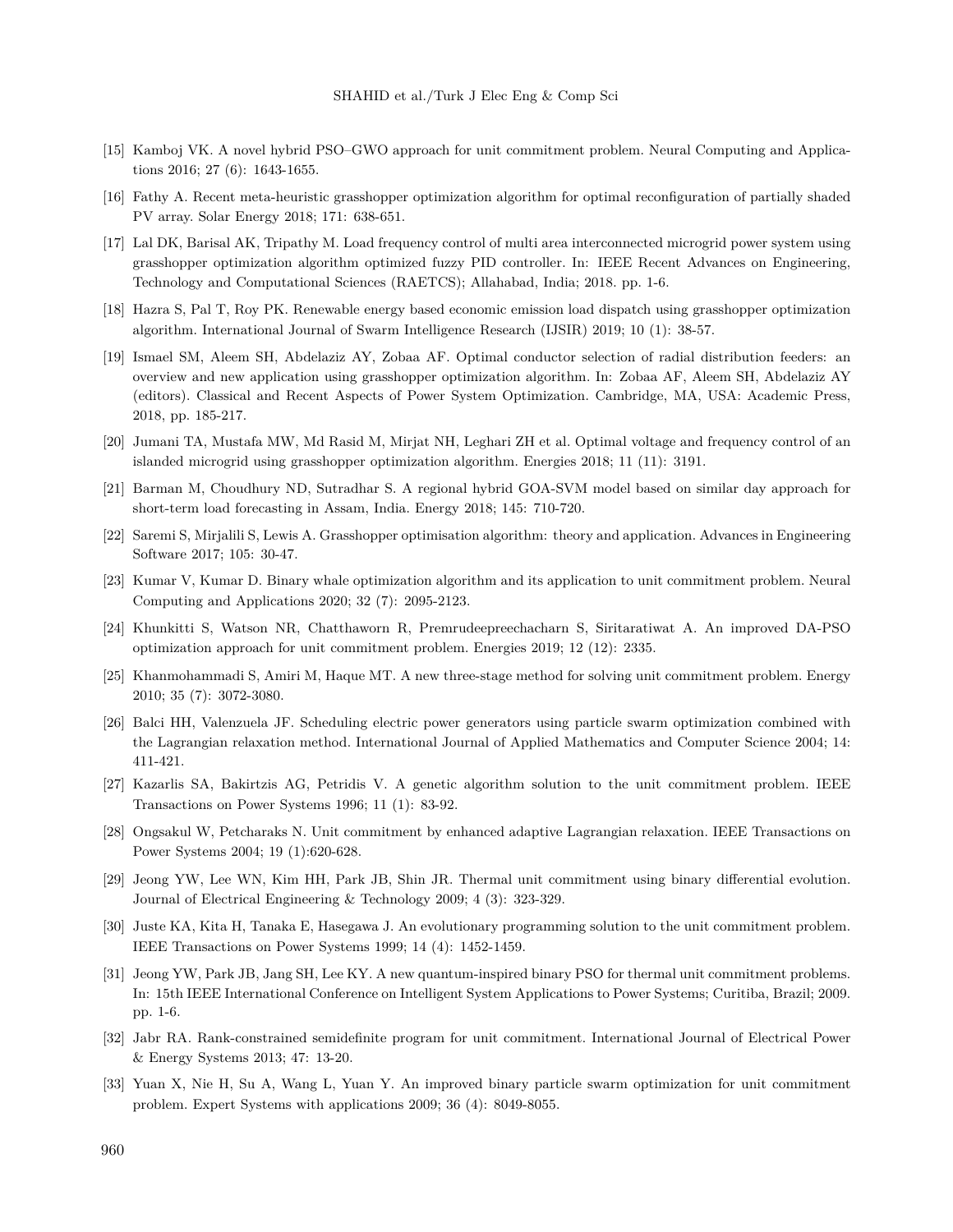[15] Kamboj VK. A novel hybrid PSO–GWO approach for unit commitment problem. Neural Computing and Applications 2016; 27 (6): 1643-1655.

[16] Fathy A. Recent meta-heuristic grasshopper optimization algorithm for optimal reconfiguration of partially shaded PV array. Solar Energy 2018; 171: 638-651.

[17] Lal DK, Barisal AK, Tripathy M. Load frequency control of multi area interconnected microgrid power system using grasshopper optimization algorithm optimized fuzzy PID controller. In: IEEE Recent Advances on Engineering, Technology and Computational Sciences (RAETCS); Allahabad, India; 2018. pp. 1-6.

[18] Hazra S, Pal T, Roy PK. Renewable energy based economic emission load dispatch using grasshopper optimization algorithm. International Journal of Swarm Intelligence Research (IJSIR) 2019; 10 (1): 38-57.

[19] Ismael SM, Aleem SH, Abdelaziz AY, Zobaa AF. Optimal conductor selection of radial distribution feeders: an overview and new application using grasshopper optimization algorithm. In: Zobaa AF, Aleem SH, Abdelaziz AY (editors). Classical and Recent Aspects of Power System Optimization. Cambridge, MA, USA: Academic Press, 2018, pp. 185-217.

[20] Jumani TA, Mustafa MW, Md Rasid M, Mirjat NH, Leghari ZH et al. Optimal voltage and frequency control of an islanded microgrid using grasshopper optimization algorithm. Energies 2018; 11 (11): 3191.

[21] Barman M, Choudhury ND, Sutradhar S. A regional hybrid GOA-SVM model based on similar day approach for short-term load forecasting in Assam, India. Energy 2018; 145: 710-720.

[22] Saremi S, Mirjalili S, Lewis A. Grasshopper optimisation algorithm: theory and application. Advances in Engineering Software 2017; 105: 30-47.

[23] Kumar V, Kumar D. Binary whale optimization algorithm and its application to unit commitment problem. Neural Computing and Applications 2020; 32 (7): 2095-2123.

[24] Khunkitti S, Watson NR, Chatthaworn R, Premrudeepreechacharn S, Siritaratiwat A. An improved DA-PSO optimization approach for unit commitment problem. Energies 2019; 12 (12): 2335.

[25] Khanmohammadi S, Amiri M, Haque MT. A new three-stage method for solving unit commitment problem. Energy 2010; 35 (7): 3072-3080.

[26] Balci HH, Valenzuela JF. Scheduling electric power generators using particle swarm optimization combined with the Lagrangian relaxation method. International Journal of Applied Mathematics and Computer Science 2004; 14: 411-421.

[27] Kazarlis SA, Bakirtzis AG, Petridis V. A genetic algorithm solution to the unit commitment problem. IEEE Transactions on Power Systems 1996; 11 (1): 83-92.

[28] Ongsakul W, Petcharaks N. Unit commitment by enhanced adaptive Lagrangian relaxation. IEEE Transactions on Power Systems 2004; 19 (1):620-628.

[29] Jeong YW, Lee WN, Kim HH, Park JB, Shin JR. Thermal unit commitment using binary differential evolution. Journal of Electrical Engineering & Technology 2009; 4 (3): 323-329.

[30] Juste KA, Kita H, Tanaka E, Hasegawa J. An evolutionary programming solution to the unit commitment problem. IEEE Transactions on Power Systems 1999; 14 (4): 1452-1459.

[31] Jeong YW, Park JB, Jang SH, Lee KY. A new quantum-inspired binary PSO for thermal unit commitment problems. In: 15th IEEE International Conference on Intelligent System Applications to Power Systems; Curitiba, Brazil; 2009. pp. 1-6.

[32] Jabr RA. Rank-constrained semidefinite program for unit commitment. International Journal of Electrical Power & Energy Systems 2013; 47: 13-20.

[33] Yuan X, Nie H, Su A, Wang L, Yuan Y. An improved binary particle swarm optimization for unit commitment problem. Expert Systems with applications 2009; 36 (4): 8049-8055.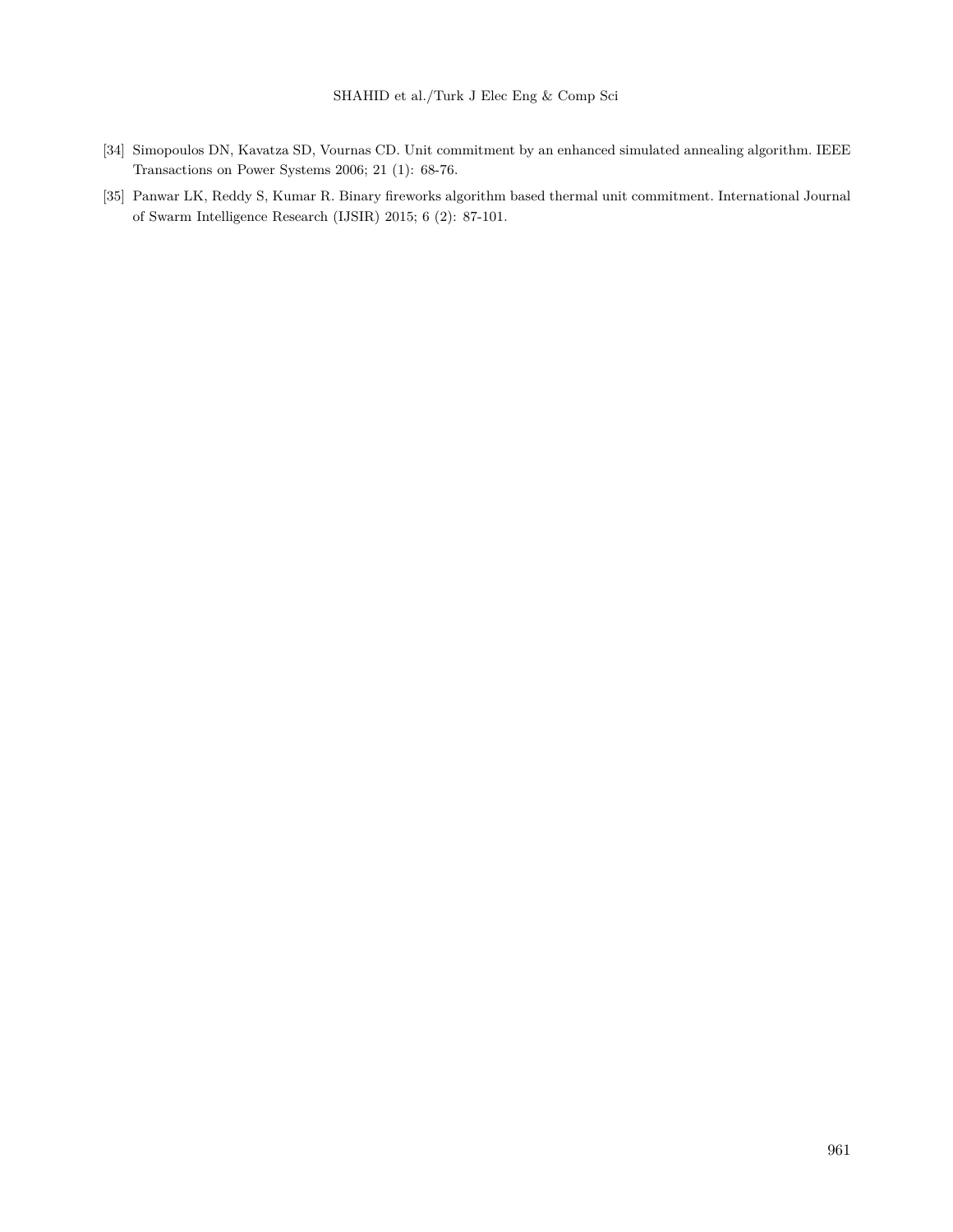[34] Simopoulos DN, Kavatza SD, Vournas CD. Unit commitment by an enhanced simulated annealing algorithm. IEEE Transactions on Power Systems 2006; 21 (1): 68-76.

[35] Panwar LK, Reddy S, Kumar R. Binary fireworks algorithm based thermal unit commitment. International Journal of Swarm Intelligence Research (IJSIR) 2015; 6 (2): 87-101.